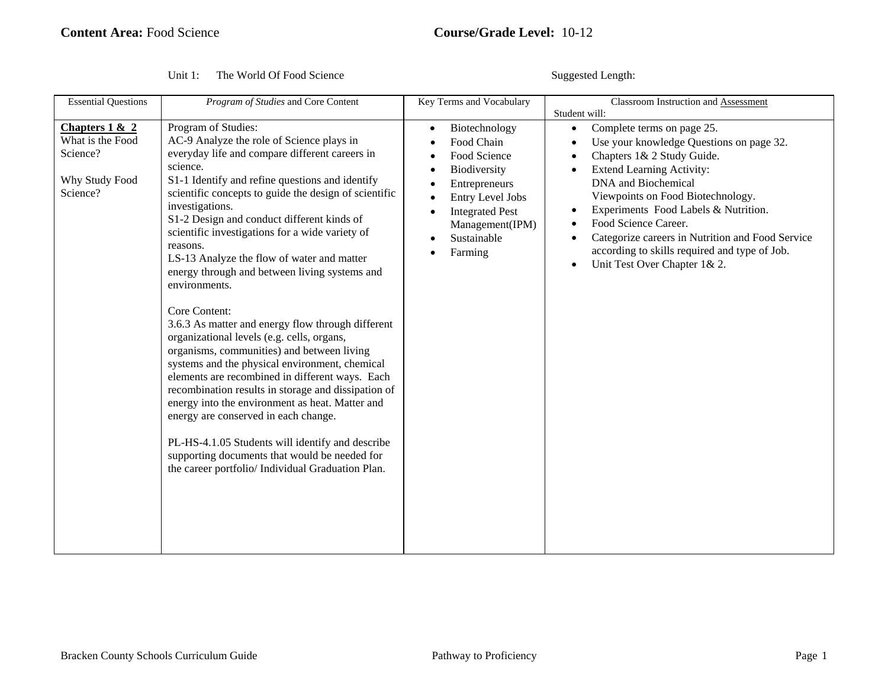**Content Area:** Food Science **Course/Grade Level:** 10-12

Unit 1: The World Of Food Science Suggested Length:

| Essential Questions | *Program of Studies* and Core Content | Key Terms and Vocabulary | Classroom Instruction and Assessment<br>Student will: |
|---|---|---|---|
| **Chapters 1 & 2**<br>What is the Food Science?<br><br>Why Study Food Science? | Program of Studies:<br>AC-9 Analyze the role of Science plays in everyday life and compare different careers in science.<br>S1-1 Identify and refine questions and identify scientific concepts to guide the design of scientific investigations.<br>S1-2 Design and conduct different kinds of scientific investigations for a wide variety of reasons.<br>LS-13 Analyze the flow of water and matter energy through and between living systems and environments.<br><br>Core Content:<br>3.6.3 As matter and energy flow through different organizational levels (e.g. cells, organs, organisms, communities) and between living systems and the physical environment, chemical elements are recombined in different ways. Each recombination results in storage and dissipation of energy into the environment as heat. Matter and energy are conserved in each change.<br><br>PL-HS-4.1.05 Students will identify and describe supporting documents that would be needed for the career portfolio/ Individual Graduation Plan. | • Biotechnology<br>• Food Chain<br>• Food Science<br>• Biodiversity<br>• Entrepreneurs<br>• Entry Level Jobs<br>• Integrated Pest Management(IPM)<br>• Sustainable<br>• Farming | • Complete terms on page 25.<br>• Use your knowledge Questions on page 32.<br>• Chapters 1& 2 Study Guide.<br>• Extend Learning Activity: DNA and Biochemical Viewpoints on Food Biotechnology.<br>• Experiments Food Labels & Nutrition.<br>• Food Science Career.<br>• Categorize careers in Nutrition and Food Service according to skills required and type of Job.<br>• Unit Test Over Chapter 1& 2. |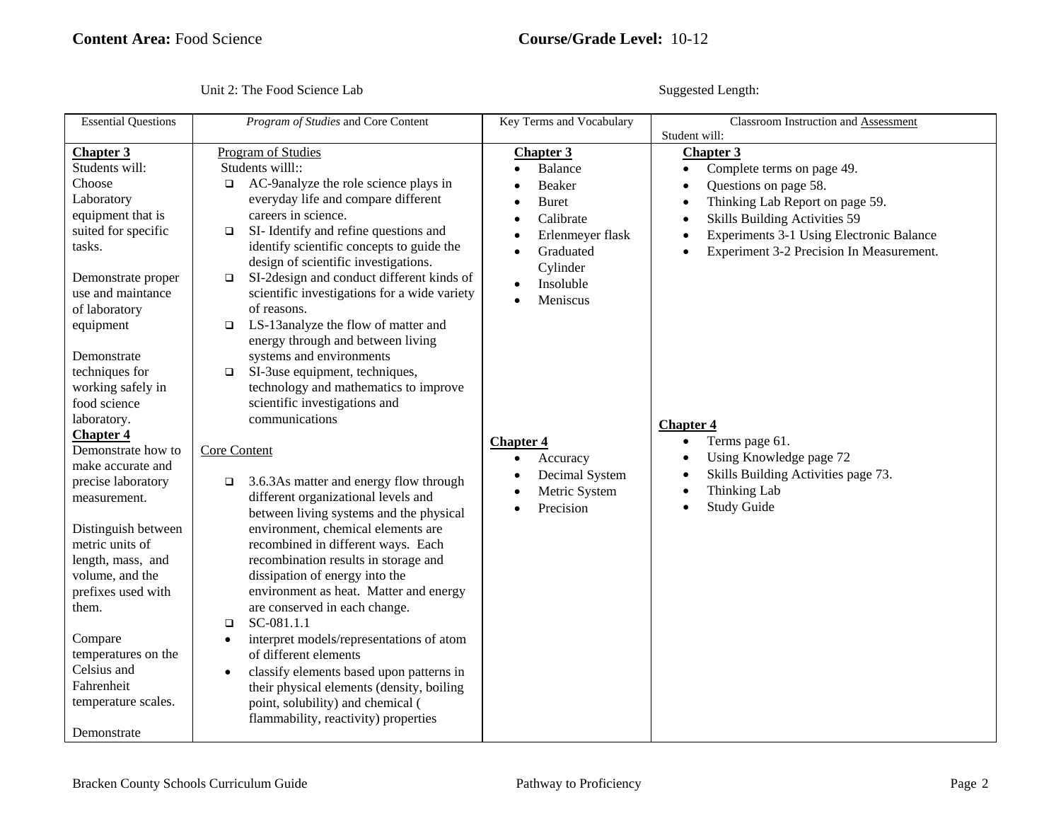**Content Area:** Food Science **Course/Grade Level:** 10-12

Unit 2: The Food Science Lab Suggested Length:

| Essential Questions | *Program of Studies* and Core Content | Key Terms and Vocabulary | Classroom Instruction and Assessment<br>Student will: |
|---|---|---|---|
| **Chapter 3**<br>Students will:<br>Choose Laboratory equipment that is suited for specific tasks.<br><br>Demonstrate proper use and maintance of laboratory equipment<br><br>Demonstrate techniques for working safely in food science laboratory.<br>**Chapter 4**<br>Demonstrate how to make accurate and precise laboratory measurement.<br><br>Distinguish between metric units of length, mass, and volume, and the prefixes used with them.<br><br>Compare temperatures on the Celsius and Fahrenheit temperature scales.<br><br>Demonstrate | Program of Studies<br>Students willl::<br>❑ AC-9analyze the role science plays in everyday life and compare different careers in science.<br>❑ SI- Identify and refine questions and identify scientific concepts to guide the design of scientific investigations.<br>❑ SI-2design and conduct different kinds of scientific investigations for a wide variety of reasons.<br>❑ LS-13analyze the flow of matter and energy through and between living systems and environments<br>❑ SI-3use equipment, techniques, technology and mathematics to improve scientific investigations and communications<br><br>Core Content<br><br>❑ 3.6.3As matter and energy flow through different organizational levels and between living systems and the physical environment, chemical elements are recombined in different ways. Each recombination results in storage and dissipation of energy into the environment as heat. Matter and energy are conserved in each change.<br>❑ SC-081.1.1<br>• interpret models/representations of atom of different elements<br>• classify elements based upon patterns in their physical elements (density, boiling point, solubility) and chemical ( flammability, reactivity) properties | **Chapter 3**<br>• Balance<br>• Beaker<br>• Buret<br>• Calibrate<br>• Erlenmeyer flask<br>• Graduated Cylinder<br>• Insoluble<br>• Meniscus<br><br>**Chapter 4**<br>• Accuracy<br>• Decimal System<br>• Metric System<br>• Precision | **Chapter 3**<br>• Complete terms on page 49.<br>• Questions on page 58.<br>• Thinking Lab Report on page 59.<br>• Skills Building Activities 59<br>• Experiments 3-1 Using Electronic Balance<br>• Experiment 3-2 Precision In Measurement.<br><br>**Chapter 4**<br>• Terms page 61.<br>• Using Knowledge page 72<br>• Skills Building Activities page 73.<br>• Thinking Lab<br>• Study Guide |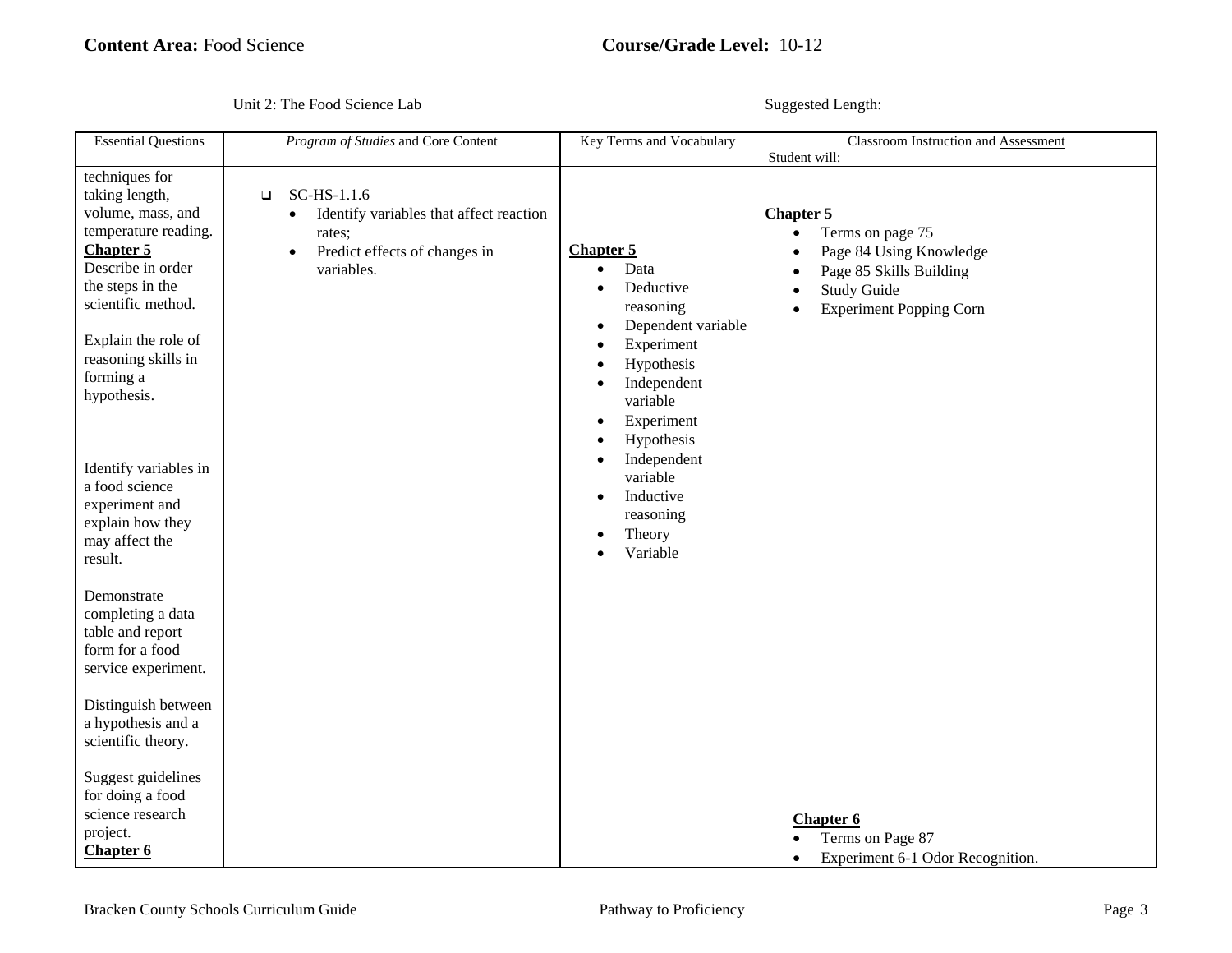**Content Area:** Food Science **Course/Grade Level:** 10-12

Unit 2: The Food Science Lab Suggested Length:

| Essential Questions | *Program of Studies* and Core Content | Key Terms and Vocabulary | Classroom Instruction and Assessment<br>Student will: |
|---|---|---|---|
| techniques for taking length, volume, mass, and temperature reading.<br>**Chapter 5**<br>Describe in order the steps in the scientific method.<br><br>Explain the role of reasoning skills in forming a hypothesis.<br><br>Identify variables in a food science experiment and explain how they may affect the result.<br><br>Demonstrate completing a data table and report form for a food service experiment.<br><br>Distinguish between a hypothesis and a scientific theory.<br><br>Suggest guidelines for doing a food science research project.<br>**Chapter 6** | ❑ SC-HS-1.1.6<br>• Identify variables that affect reaction rates;<br>• Predict effects of changes in variables. | **Chapter 5**<br>• Data<br>• Deductive reasoning<br>• Dependent variable<br>• Experiment<br>• Hypothesis<br>• Independent variable<br>• Experiment<br>• Hypothesis<br>• Independent variable<br>• Inductive reasoning<br>• Theory<br>• Variable | **Chapter 5**<br>• Terms on page 75<br>• Page 84 Using Knowledge<br>• Page 85 Skills Building<br>• Study Guide<br>• Experiment Popping Corn<br><br>**Chapter 6**<br>• Terms on Page 87<br>• Experiment 6-1 Odor Recognition. |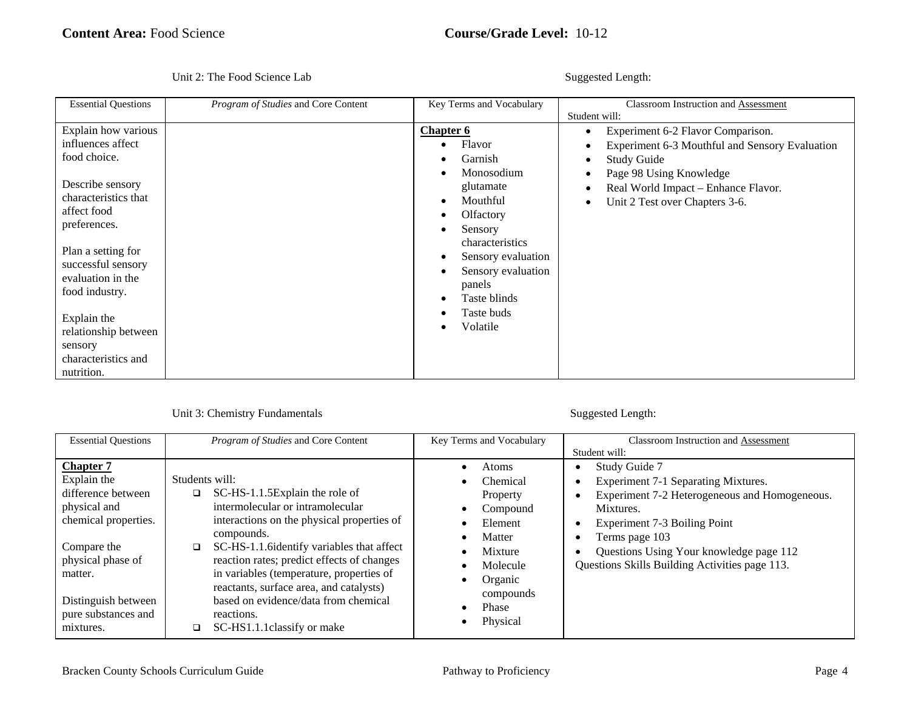**Content Area:** Food Science **Course/Grade Level:** 10-12

Unit 2: The Food Science Lab — Suggested Length:

| Essential Questions | *Program of Studies* and Core Content | Key Terms and Vocabulary | Classroom Instruction and Assessment<br>Student will: |
|---|---|---|---|
| Explain how various influences affect food choice.<br><br>Describe sensory characteristics that affect food preferences.<br><br>Plan a setting for successful sensory evaluation in the food industry.<br><br>Explain the relationship between sensory characteristics and nutrition. | | **Chapter 6**<br>• Flavor<br>• Garnish<br>• Monosodium glutamate<br>• Mouthful<br>• Olfactory<br>• Sensory characteristics<br>• Sensory evaluation<br>• Sensory evaluation panels<br>• Taste blinds<br>• Taste buds<br>• Volatile | • Experiment 6-2 Flavor Comparison.<br>• Experiment 6-3 Mouthful and Sensory Evaluation<br>• Study Guide<br>• Page 98 Using Knowledge<br>• Real World Impact – Enhance Flavor.<br>• Unit 2 Test over Chapters 3-6. |

Unit 3: Chemistry Fundamentals — Suggested Length:

| Essential Questions | *Program of Studies* and Core Content | Key Terms and Vocabulary | Classroom Instruction and Assessment<br>Student will: |
|---|---|---|---|
| **Chapter 7**<br>Explain the difference between physical and chemical properties.<br><br>Compare the physical phase of matter.<br><br>Distinguish between pure substances and mixtures. | Students will:<br>❑ SC-HS-1.1.5Explain the role of intermolecular or intramolecular interactions on the physical properties of compounds.<br>❑ SC-HS-1.1.6identify variables that affect reaction rates; predict effects of changes in variables (temperature, properties of reactants, surface area, and catalysts) based on evidence/data from chemical reactions.<br>❑ SC-HS1.1.1classify or make | • Atoms<br>• Chemical Property<br>• Compound<br>• Element<br>• Matter<br>• Mixture<br>• Molecule<br>• Organic compounds<br>• Phase<br>• Physical | • Study Guide 7<br>• Experiment 7-1 Separating Mixtures.<br>• Experiment 7-2 Heterogeneous and Homogeneous. Mixtures.<br>• Experiment 7-3 Boiling Point<br>• Terms page 103<br>• Questions Using Your knowledge page 112<br>Questions Skills Building Activities page 113. |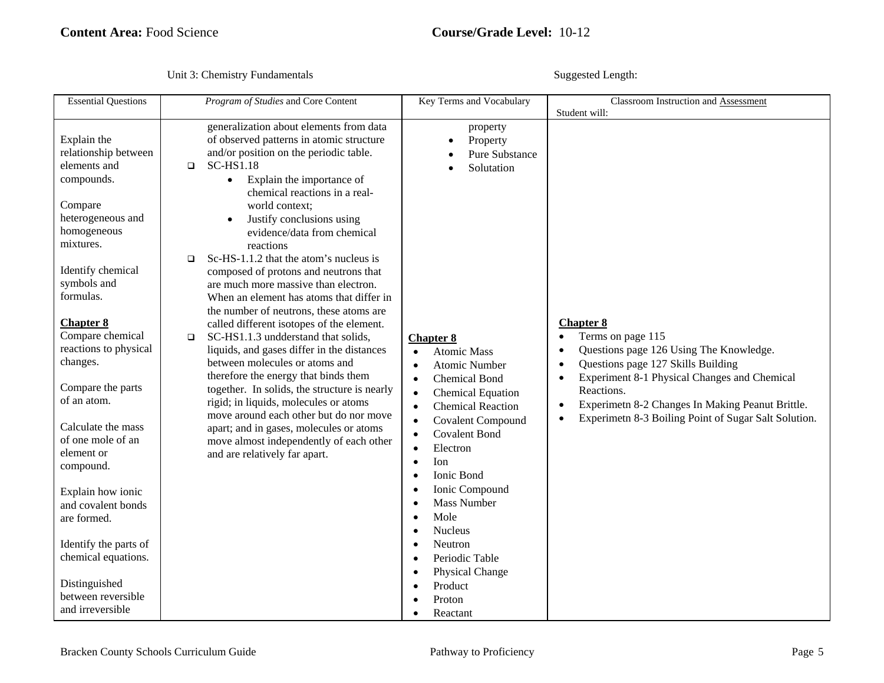**Content Area:** Food Science **Course/Grade Level:** 10-12

Unit 3: Chemistry Fundamentals Suggested Length:

| Essential Questions | *Program of Studies* and Core Content | Key Terms and Vocabulary | Classroom Instruction and Assessment<br>Student will: |
|---|---|---|---|
| Explain the relationship between elements and compounds.<br><br>Compare heterogeneous and homogeneous mixtures.<br><br>Identify chemical symbols and formulas.<br><br>**Chapter 8**<br>Compare chemical reactions to physical changes.<br><br>Compare the parts of an atom.<br><br>Calculate the mass of one mole of an element or compound.<br><br>Explain how ionic and covalent bonds are formed.<br><br>Identify the parts of chemical equations.<br><br>Distinguished between reversible and irreversible | generalization about elements from data of observed patterns in atomic structure and/or position on the periodic table.<br>❑ SC-HS1.18<br>• Explain the importance of chemical reactions in a real-world context;<br>• Justify conclusions using evidence/data from chemical reactions<br>❑ Sc-HS-1.1.2 that the atom's nucleus is composed of protons and neutrons that are much more massive than electron. When an element has atoms that differ in the number of neutrons, these atoms are called different isotopes of the element.<br>❑ SC-HS1.1.3 undderstand that solids, liquids, and gases differ in the distances between molecules or atoms and therefore the energy that binds them together. In solids, the structure is nearly rigid; in liquids, molecules or atoms move around each other but do nor move apart; and in gases, molecules or atoms move almost independently of each other and are relatively far apart. | property<br>• Property<br>• Pure Substance<br>• Solutation<br><br>**Chapter 8**<br>• Atomic Mass<br>• Atomic Number<br>• Chemical Bond<br>• Chemical Equation<br>• Chemical Reaction<br>• Covalent Compound<br>• Covalent Bond<br>• Electron<br>• Ion<br>• Ionic Bond<br>• Ionic Compound<br>• Mass Number<br>• Mole<br>• Nucleus<br>• Neutron<br>• Periodic Table<br>• Physical Change<br>• Product<br>• Proton<br>• Reactant | **Chapter 8**<br>• Terms on page 115<br>• Questions page 126 Using The Knowledge.<br>• Questions page 127 Skills Building<br>• Experiment 8-1 Physical Changes and Chemical Reactions.<br>• Experimetn 8-2 Changes In Making Peanut Brittle.<br>• Experimetn 8-3 Boiling Point of Sugar Salt Solution. |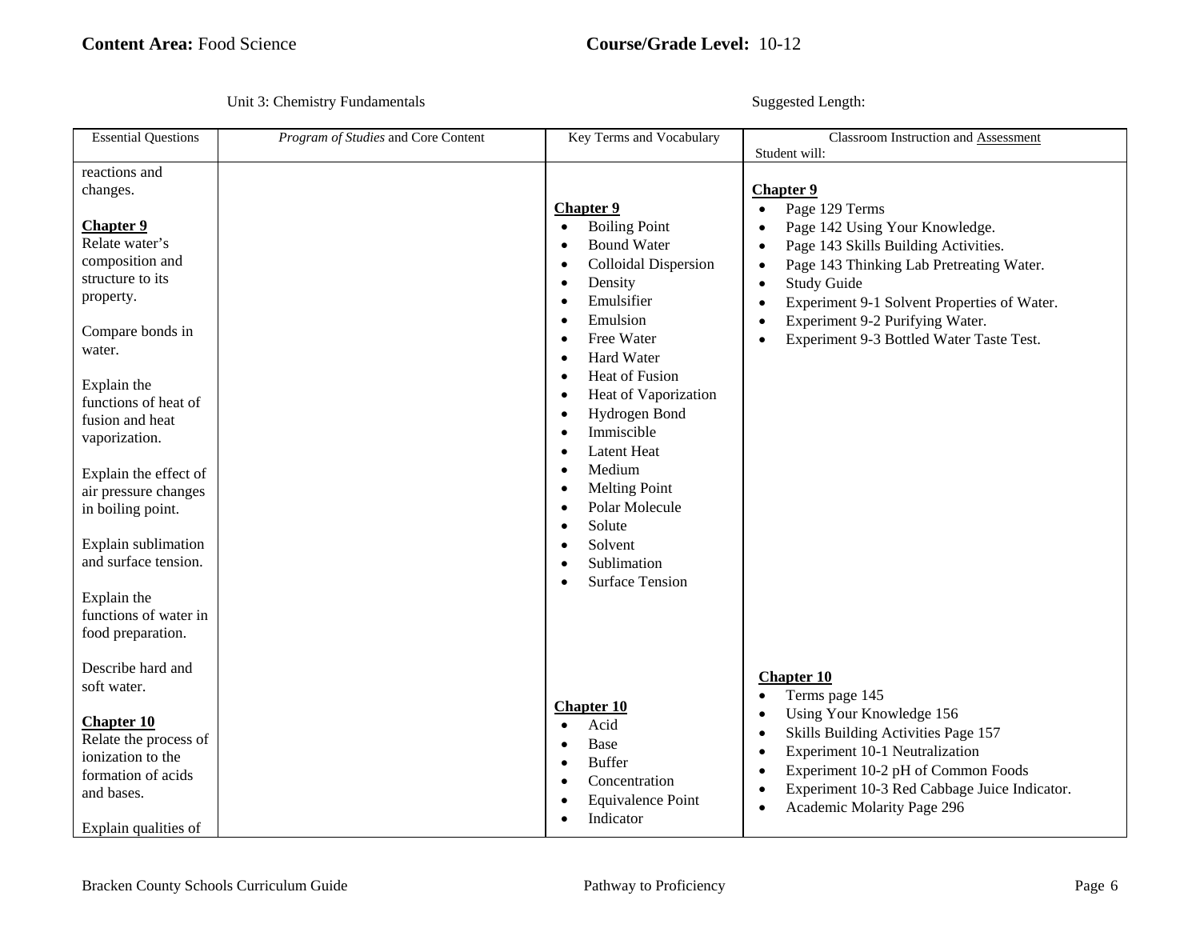**Content Area:** Food Science **Course/Grade Level:** 10-12

Unit 3: Chemistry Fundamentals Suggested Length:

| Essential Questions | *Program of Studies* and Core Content | Key Terms and Vocabulary | Classroom Instruction and Assessment<br>Student will: |
|---|---|---|---|
| reactions and changes.<br><br>**Chapter 9**<br>Relate water's composition and structure to its property.<br><br>Compare bonds in water.<br><br>Explain the functions of heat of fusion and heat vaporization.<br><br>Explain the effect of air pressure changes in boiling point.<br><br>Explain sublimation and surface tension.<br><br>Explain the functions of water in food preparation.<br><br>Describe hard and soft water. | | **Chapter 9**<br>• Boiling Point<br>• Bound Water<br>• Colloidal Dispersion<br>• Density<br>• Emulsifier<br>• Emulsion<br>• Free Water<br>• Hard Water<br>• Heat of Fusion<br>• Heat of Vaporization<br>• Hydrogen Bond<br>• Immiscible<br>• Latent Heat<br>• Medium<br>• Melting Point<br>• Polar Molecule<br>• Solute<br>• Solvent<br>• Sublimation<br>• Surface Tension | **Chapter 9**<br>• Page 129 Terms<br>• Page 142 Using Your Knowledge.<br>• Page 143 Skills Building Activities.<br>• Page 143 Thinking Lab Pretreating Water.<br>• Study Guide<br>• Experiment 9-1 Solvent Properties of Water.<br>• Experiment 9-2 Purifying Water.<br>• Experiment 9-3 Bottled Water Taste Test. |
| **Chapter 10**<br>Relate the process of ionization to the formation of acids and bases.<br><br>Explain qualities of | | **Chapter 10**<br>• Acid<br>• Base<br>• Buffer<br>• Concentration<br>• Equivalence Point<br>• Indicator | **Chapter 10**<br>• Terms page 145<br>• Using Your Knowledge 156<br>• Skills Building Activities Page 157<br>• Experiment 10-1 Neutralization<br>• Experiment 10-2 pH of Common Foods<br>• Experiment 10-3 Red Cabbage Juice Indicator.<br>• Academic Molarity Page 296 |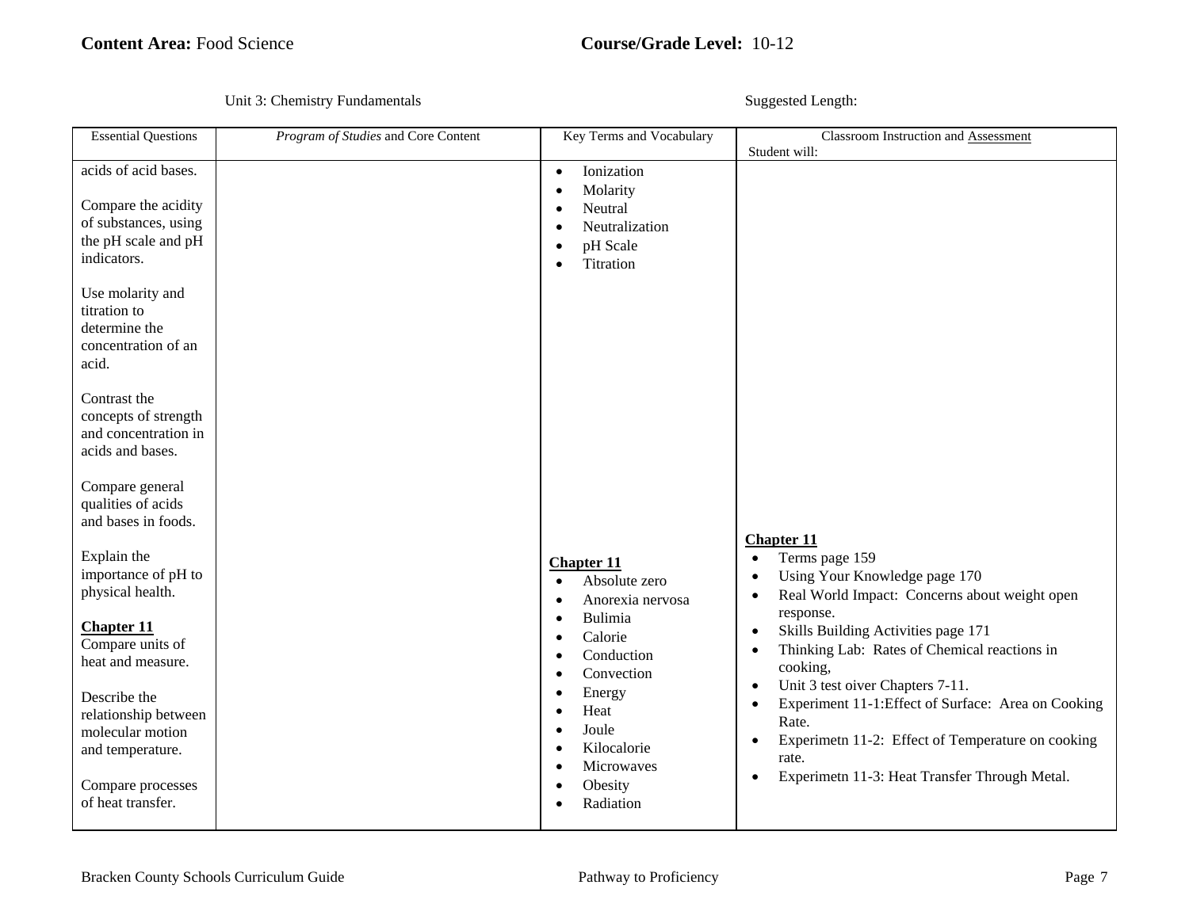**Content Area:** Food Science **Course/Grade Level:** 10-12

Unit 3: Chemistry Fundamentals Suggested Length:

| Essential Questions | *Program of Studies* and Core Content | Key Terms and Vocabulary | Classroom Instruction and Assessment<br>Student will: |
|---|---|---|---|
| acids of acid bases.<br><br>Compare the acidity of substances, using the pH scale and pH indicators.<br><br>Use molarity and titration to determine the concentration of an acid.<br><br>Contrast the concepts of strength and concentration in acids and bases.<br><br>Compare general qualities of acids and bases in foods.<br><br>Explain the importance of pH to physical health. | | • Ionization<br>• Molarity<br>• Neutral<br>• Neutralization<br>• pH Scale<br>• Titration | |
| **Chapter 11**<br>Compare units of heat and measure.<br><br>Describe the relationship between molecular motion and temperature.<br><br>Compare processes of heat transfer. | | **Chapter 11**<br>• Absolute zero<br>• Anorexia nervosa<br>• Bulimia<br>• Calorie<br>• Conduction<br>• Convection<br>• Energy<br>• Heat<br>• Joule<br>• Kilocalorie<br>• Microwaves<br>• Obesity<br>• Radiation | **Chapter 11**<br>• Terms page 159<br>• Using Your Knowledge page 170<br>• Real World Impact: Concerns about weight open response.<br>• Skills Building Activities page 171<br>• Thinking Lab: Rates of Chemical reactions in cooking,<br>• Unit 3 test oiver Chapters 7-11.<br>• Experiment 11-1:Effect of Surface: Area on Cooking Rate.<br>• Experimetn 11-2: Effect of Temperature on cooking rate.<br>• Experimetn 11-3: Heat Transfer Through Metal. |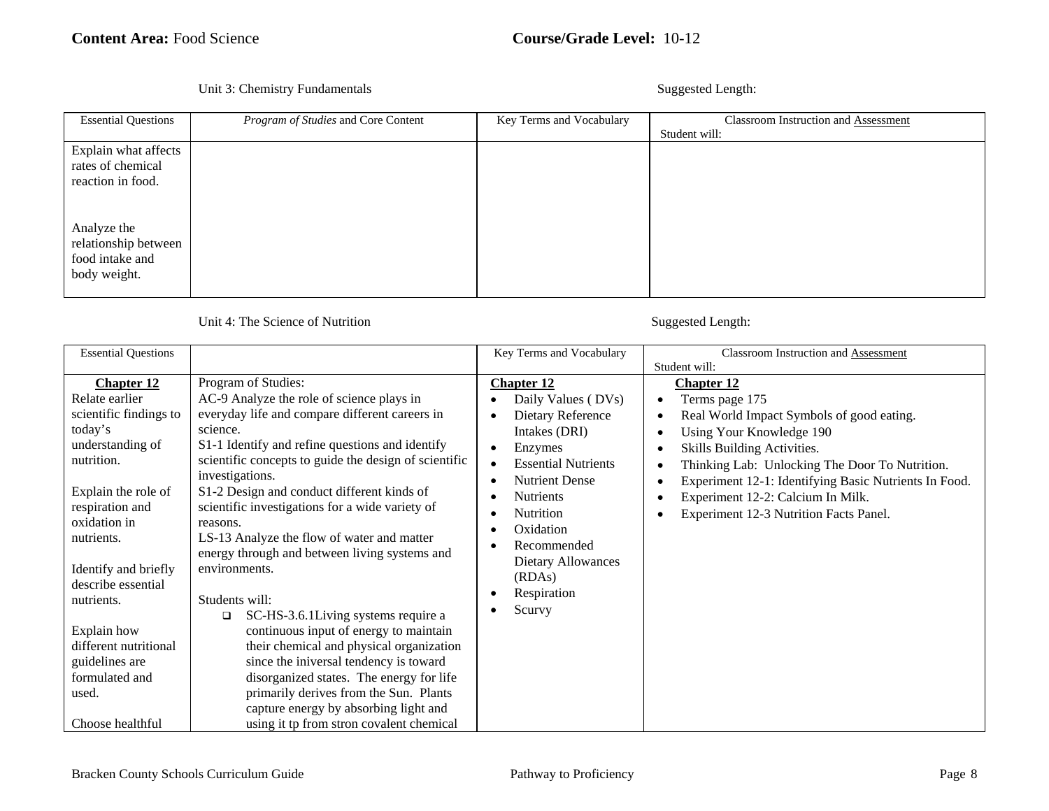**Content Area:** Food Science **Course/Grade Level:** 10-12

Unit 3: Chemistry Fundamentals Suggested Length:

| Essential Questions | *Program of Studies* and Core Content | Key Terms and Vocabulary | Classroom Instruction and Assessment<br>Student will: |
|---|---|---|---|
| Explain what affects rates of chemical reaction in food.<br><br>Analyze the relationship between food intake and body weight. | | | |

Unit 4: The Science of Nutrition Suggested Length:

| Essential Questions | | Key Terms and Vocabulary | Classroom Instruction and Assessment<br>Student will: |
|---|---|---|---|
| **Chapter 12**<br>Relate earlier scientific findings to today's understanding of nutrition.<br><br>Explain the role of respiration and oxidation in nutrients.<br><br>Identify and briefly describe essential nutrients.<br><br>Explain how different nutritional guidelines are formulated and used.<br><br>Choose healthful | Program of Studies:<br>AC-9 Analyze the role of science plays in everyday life and compare different careers in science.<br>S1-1 Identify and refine questions and identify scientific concepts to guide the design of scientific investigations.<br>S1-2 Design and conduct different kinds of scientific investigations for a wide variety of reasons.<br>LS-13 Analyze the flow of water and matter energy through and between living systems and environments.<br><br>Students will:<br>❑ SC-HS-3.6.1Living systems require a continuous input of energy to maintain their chemical and physical organization since the iniversal tendency is toward disorganized states. The energy for life primarily derives from the Sun. Plants capture energy by absorbing light and using it tp from stron covalent chemical | **Chapter 12**<br>• Daily Values ( DVs)<br>• Dietary Reference Intakes (DRI)<br>• Enzymes<br>• Essential Nutrients<br>• Nutrient Dense<br>• Nutrients<br>• Nutrition<br>• Oxidation<br>• Recommended Dietary Allowances (RDAs)<br>• Respiration<br>• Scurvy | **Chapter 12**<br>• Terms page 175<br>• Real World Impact Symbols of good eating.<br>• Using Your Knowledge 190<br>• Skills Building Activities.<br>• Thinking Lab: Unlocking The Door To Nutrition.<br>• Experiment 12-1: Identifying Basic Nutrients In Food.<br>• Experiment 12-2: Calcium In Milk.<br>• Experiment 12-3 Nutrition Facts Panel. |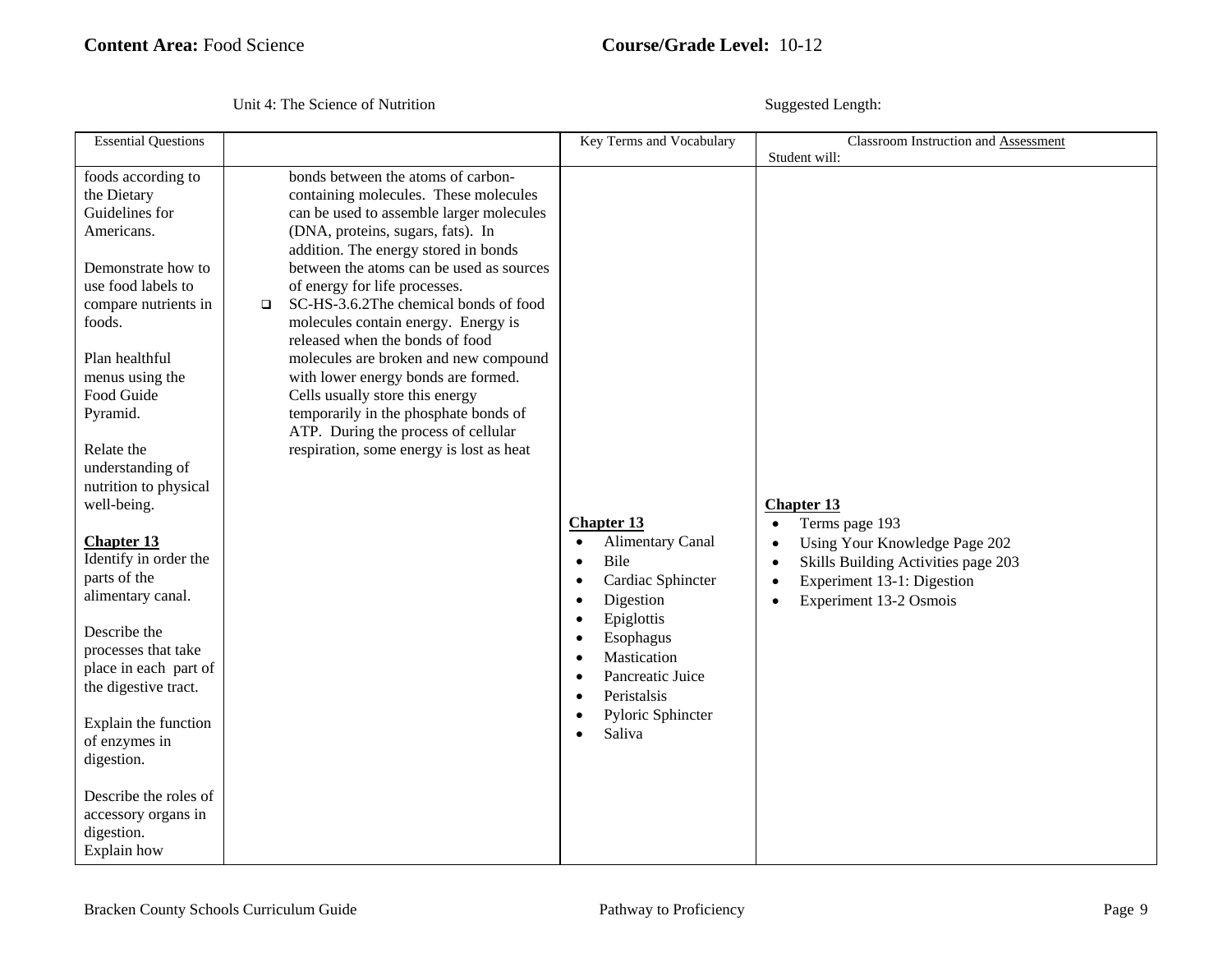**Content Area:** Food Science **Course/Grade Level:** 10-12

Unit 4: The Science of Nutrition Suggested Length:

| Essential Questions | | Key Terms and Vocabulary | Classroom Instruction and Assessment<br>Student will: |
|---|---|---|---|
| foods according to the Dietary Guidelines for Americans.<br><br>Demonstrate how to use food labels to compare nutrients in foods.<br><br>Plan healthful menus using the Food Guide Pyramid.<br><br>Relate the understanding of nutrition to physical well-being.<br><br>**Chapter 13**<br>Identify in order the parts of the alimentary canal.<br><br>Describe the processes that take place in each part of the digestive tract.<br><br>Explain the function of enzymes in digestion.<br><br>Describe the roles of accessory organs in digestion.<br>Explain how | bonds between the atoms of carbon-containing molecules. These molecules can be used to assemble larger molecules (DNA, proteins, sugars, fats). In addition. The energy stored in bonds between the atoms can be used as sources of energy for life processes.<br>❑ SC-HS-3.6.2The chemical bonds of food molecules contain energy. Energy is released when the bonds of food molecules are broken and new compound with lower energy bonds are formed. Cells usually store this energy temporarily in the phosphate bonds of ATP. During the process of cellular respiration, some energy is lost as heat | **Chapter 13**<br>• Alimentary Canal<br>• Bile<br>• Cardiac Sphincter<br>• Digestion<br>• Epiglottis<br>• Esophagus<br>• Mastication<br>• Pancreatic Juice<br>• Peristalsis<br>• Pyloric Sphincter<br>• Saliva | **Chapter 13**<br>• Terms page 193<br>• Using Your Knowledge Page 202<br>• Skills Building Activities page 203<br>• Experiment 13-1: Digestion<br>• Experiment 13-2 Osmois |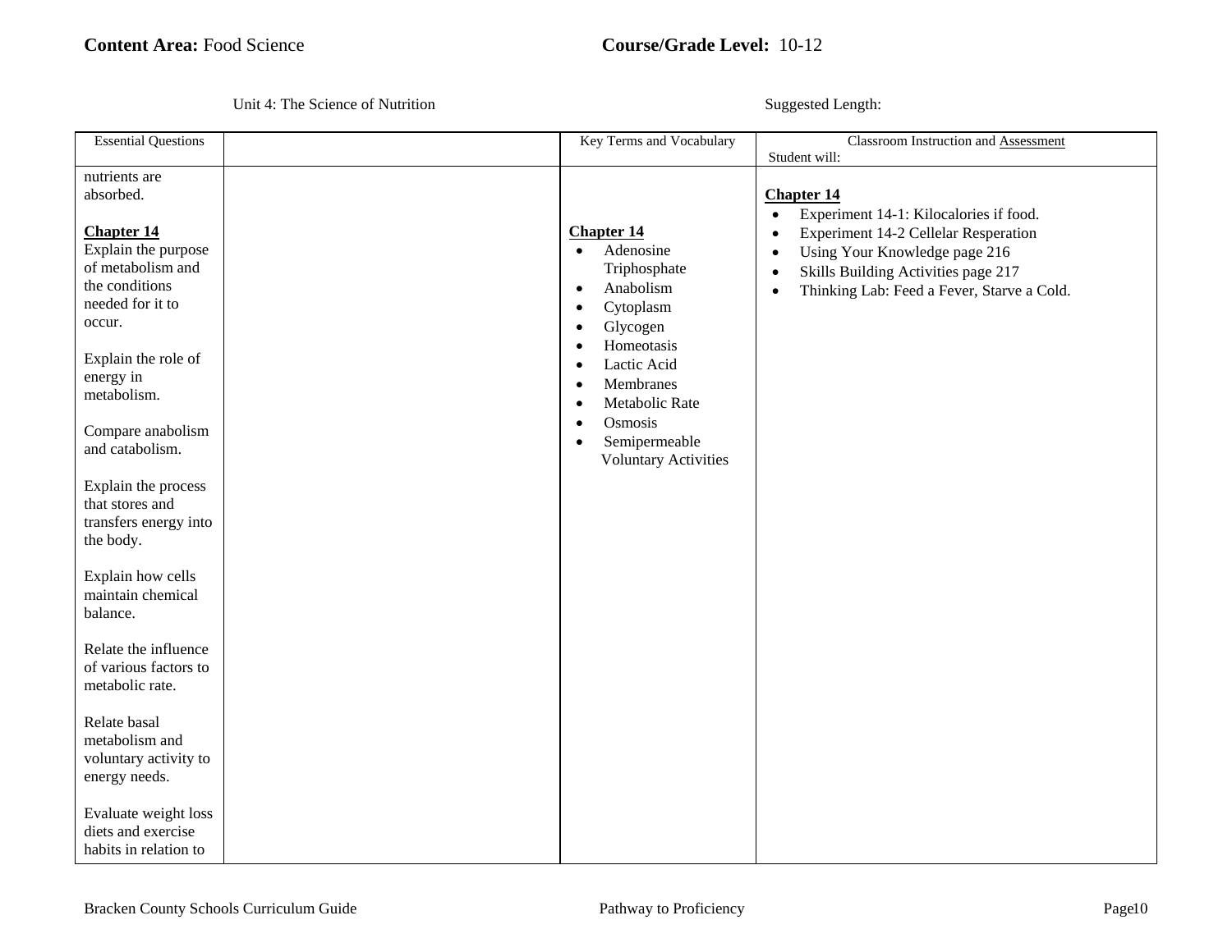**Content Area:** Food Science **Course/Grade Level:** 10-12

Unit 4: The Science of Nutrition Suggested Length:

| Essential Questions | | Key Terms and Vocabulary | Classroom Instruction and Assessment<br>Student will: |
|---|---|---|---|
| nutrients are absorbed.<br><br>**Chapter 14**<br>Explain the purpose of metabolism and the conditions needed for it to occur.<br><br>Explain the role of energy in metabolism.<br><br>Compare anabolism and catabolism.<br><br>Explain the process that stores and transfers energy into the body.<br><br>Explain how cells maintain chemical balance.<br><br>Relate the influence of various factors to metabolic rate.<br><br>Relate basal metabolism and voluntary activity to energy needs.<br><br>Evaluate weight loss diets and exercise habits in relation to | | **Chapter 14**<br>• Adenosine Triphosphate<br>• Anabolism<br>• Cytoplasm<br>• Glycogen<br>• Homeotasis<br>• Lactic Acid<br>• Membranes<br>• Metabolic Rate<br>• Osmosis<br>• Semipermeable<br>Voluntary Activities | **Chapter 14**<br>• Experiment 14-1: Kilocalories if food.<br>• Experiment 14-2 Cellelar Resperation<br>• Using Your Knowledge page 216<br>• Skills Building Activities page 217<br>• Thinking Lab: Feed a Fever, Starve a Cold. |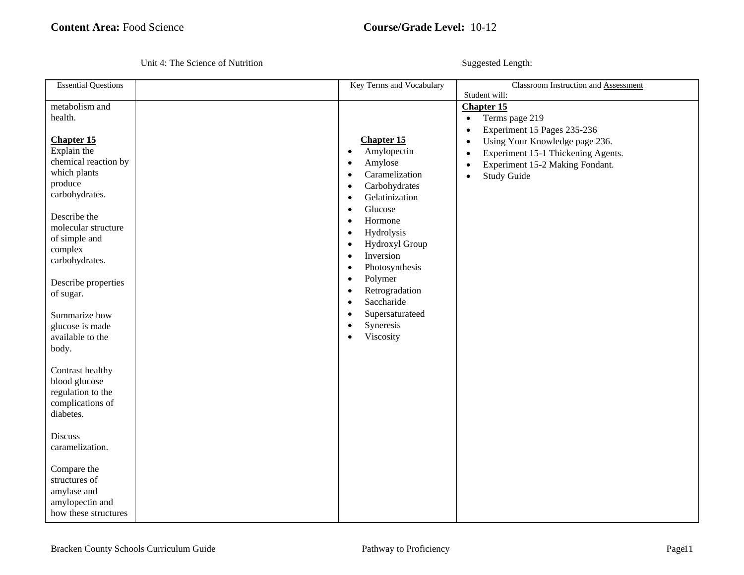**Content Area:** Food Science **Course/Grade Level:** 10-12

Unit 4: The Science of Nutrition Suggested Length:

| Essential Questions | | Key Terms and Vocabulary | Classroom Instruction and Assessment<br>Student will: |
|---|---|---|---|
| metabolism and health.<br><br>**Chapter 15**<br>Explain the chemical reaction by which plants produce carbohydrates.<br><br>Describe the molecular structure of simple and complex carbohydrates.<br><br>Describe properties of sugar.<br><br>Summarize how glucose is made available to the body.<br><br>Contrast healthy blood glucose regulation to the complications of diabetes.<br><br>Discuss caramelization.<br><br>Compare the structures of amylase and amylopectin and how these structures | | **Chapter 15**<br>• Amylopectin<br>• Amylose<br>• Caramelization<br>• Carbohydrates<br>• Gelatinization<br>• Glucose<br>• Hormone<br>• Hydrolysis<br>• Hydroxyl Group<br>• Inversion<br>• Photosynthesis<br>• Polymer<br>• Retrogradation<br>• Saccharide<br>• Supersaturateed<br>• Syneresis<br>• Viscosity | **Chapter 15**<br>• Terms page 219<br>• Experiment 15 Pages 235-236<br>• Using Your Knowledge page 236.<br>• Experiment 15-1 Thickening Agents.<br>• Experiment 15-2 Making Fondant.<br>• Study Guide |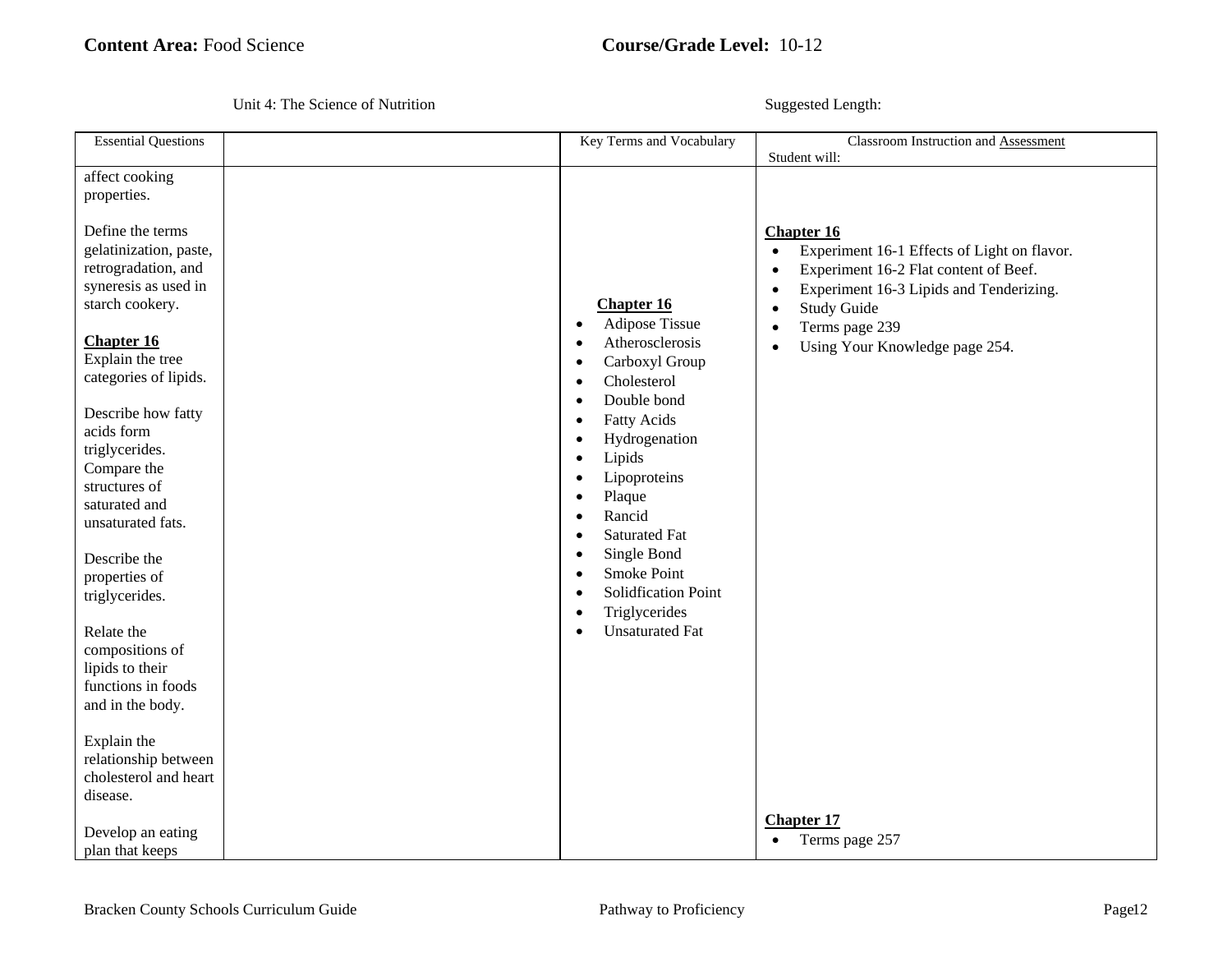**Content Area:** Food Science **Course/Grade Level:** 10-12

Unit 4: The Science of Nutrition Suggested Length:

| Essential Questions | | Key Terms and Vocabulary | Classroom Instruction and Assessment<br>Student will: |
|---|---|---|---|
| affect cooking properties.<br><br>Define the terms gelatinization, paste, retrogradation, and syneresis as used in starch cookery.<br><br>**Chapter 16**<br>Explain the tree categories of lipids.<br><br>Describe how fatty acids form triglycerides. Compare the structures of saturated and unsaturated fats.<br><br>Describe the properties of triglycerides.<br><br>Relate the compositions of lipids to their functions in foods and in the body.<br><br>Explain the relationship between cholesterol and heart disease.<br><br>Develop an eating plan that keeps | | **Chapter 16**<br>• Adipose Tissue<br>• Atherosclerosis<br>• Carboxyl Group<br>• Cholesterol<br>• Double bond<br>• Fatty Acids<br>• Hydrogenation<br>• Lipids<br>• Lipoproteins<br>• Plaque<br>• Rancid<br>• Saturated Fat<br>• Single Bond<br>• Smoke Point<br>• Solidfication Point<br>• Triglycerides<br>• Unsaturated Fat | **Chapter 16**<br>• Experiment 16-1 Effects of Light on flavor.<br>• Experiment 16-2 Flat content of Beef.<br>• Experiment 16-3 Lipids and Tenderizing.<br>• Study Guide<br>• Terms page 239<br>• Using Your Knowledge page 254.<br><br>**Chapter 17**<br>• Terms page 257 |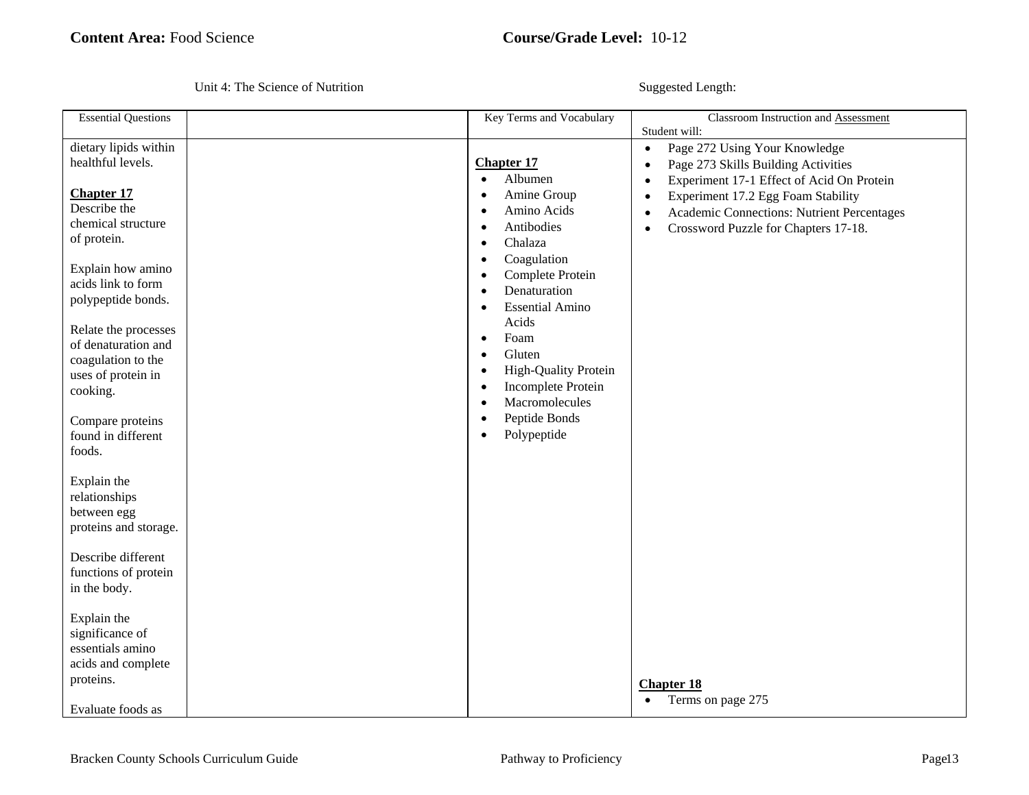**Content Area:** Food Science **Course/Grade Level:** 10-12

Unit 4: The Science of Nutrition Suggested Length:

| Essential Questions | | Key Terms and Vocabulary | Classroom Instruction and Assessment<br>Student will: |
|---|---|---|---|
| dietary lipids within healthful levels.<br><br>**Chapter 17**<br>Describe the chemical structure of protein.<br><br>Explain how amino acids link to form polypeptide bonds.<br><br>Relate the processes of denaturation and coagulation to the uses of protein in cooking.<br><br>Compare proteins found in different foods.<br><br>Explain the relationships between egg proteins and storage.<br><br>Describe different functions of protein in the body.<br><br>Explain the significance of essentials amino acids and complete proteins.<br><br>Evaluate foods as | | **Chapter 17**<br>• Albumen<br>• Amine Group<br>• Amino Acids<br>• Antibodies<br>• Chalaza<br>• Coagulation<br>• Complete Protein<br>• Denaturation<br>• Essential Amino Acids<br>• Foam<br>• Gluten<br>• High-Quality Protein<br>• Incomplete Protein<br>• Macromolecules<br>• Peptide Bonds<br>• Polypeptide | • Page 272 Using Your Knowledge<br>• Page 273 Skills Building Activities<br>• Experiment 17-1 Effect of Acid On Protein<br>• Experiment 17.2 Egg Foam Stability<br>• Academic Connections: Nutrient Percentages<br>• Crossword Puzzle for Chapters 17-18.<br><br>**Chapter 18**<br>• Terms on page 275 |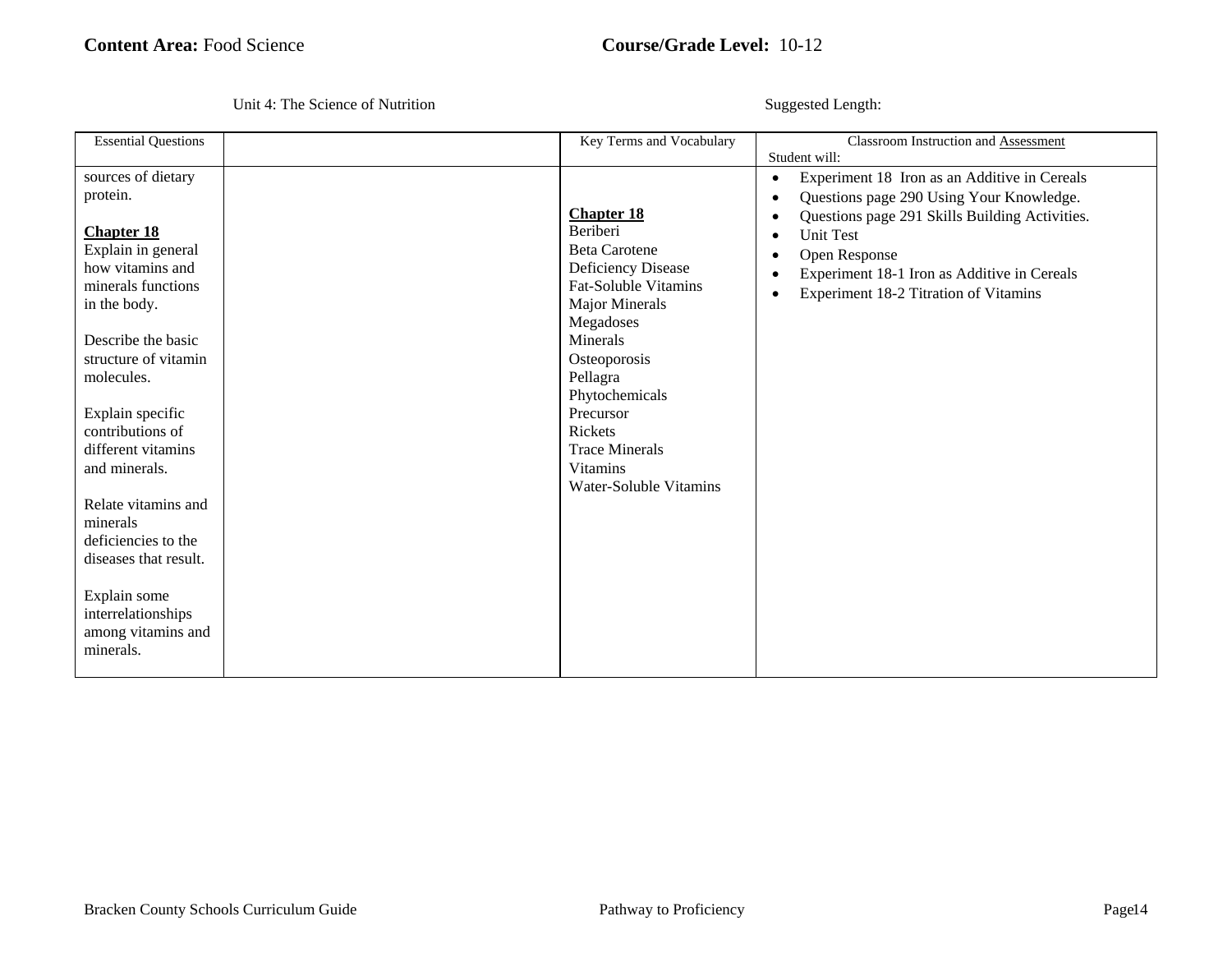**Content Area:** Food Science **Course/Grade Level:** 10-12

Unit 4: The Science of Nutrition Suggested Length:

| Essential Questions | | Key Terms and Vocabulary | Classroom Instruction and Assessment<br>Student will: |
|---|---|---|---|
| sources of dietary protein.<br><br>**Chapter 18**<br>Explain in general how vitamins and minerals functions in the body.<br><br>Describe the basic structure of vitamin molecules.<br><br>Explain specific contributions of different vitamins and minerals.<br><br>Relate vitamins and minerals deficiencies to the diseases that result.<br><br>Explain some interrelationships among vitamins and minerals. | | **Chapter 18**<br>Beriberi<br>Beta Carotene<br>Deficiency Disease<br>Fat-Soluble Vitamins<br>Major Minerals<br>Megadoses<br>Minerals<br>Osteoporosis<br>Pellagra<br>Phytochemicals<br>Precursor<br>Rickets<br>Trace Minerals<br>Vitamins<br>Water-Soluble Vitamins | • Experiment 18 Iron as an Additive in Cereals<br>• Questions page 290 Using Your Knowledge.<br>• Questions page 291 Skills Building Activities.<br>• Unit Test<br>• Open Response<br>• Experiment 18-1 Iron as Additive in Cereals<br>• Experiment 18-2 Titration of Vitamins |